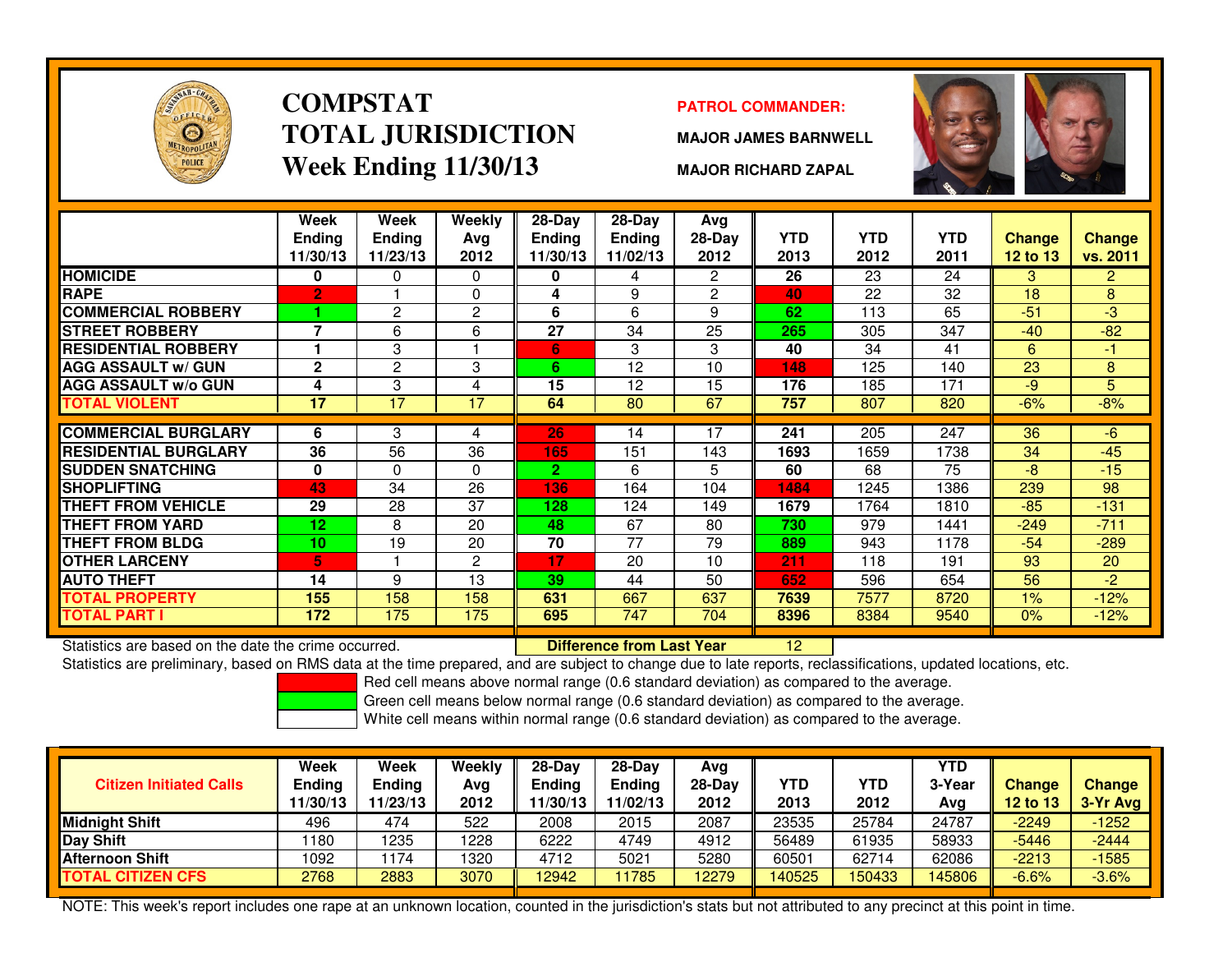# COMPSTAT
# TOTAL JURISDICTION
## Week Ending 11/30/13

**PATROL COMMANDER:**

**MAJOR JAMES BARNWELL**

**MAJOR RICHARD ZAPAL**

| | Week Ending 11/30/13 | Week Ending 11/23/13 | Weekly Avg 2012 | 28-Day Ending 11/30/13 | 28-Day Ending 11/02/13 | Avg 28-Day 2012 | YTD 2013 | YTD 2012 | YTD 2011 | Change 12 to 13 | Change vs. 2011 |
|---|---|---|---|---|---|---|---|---|---|---|---|
| HOMICIDE | 0 | 0 | 0 | 0 | 4 | 2 | 26 | 23 | 24 | 3 | 2 |
| RAPE | 2 | 1 | 0 | 4 | 9 | 2 | 40 | 22 | 32 | 18 | 8 |
| COMMERCIAL ROBBERY | 1 | 2 | 2 | 6 | 6 | 9 | 62 | 113 | 65 | -51 | -3 |
| STREET ROBBERY | 7 | 6 | 6 | 27 | 34 | 25 | 265 | 305 | 347 | -40 | -82 |
| RESIDENTIAL ROBBERY | 1 | 3 | 1 | 6 | 3 | 3 | 40 | 34 | 41 | 6 | -1 |
| AGG ASSAULT w/ GUN | 2 | 2 | 3 | 6 | 12 | 10 | 148 | 125 | 140 | 23 | 8 |
| AGG ASSAULT w/o GUN | 4 | 3 | 4 | 15 | 12 | 15 | 176 | 185 | 171 | -9 | 5 |
| TOTAL VIOLENT | 17 | 17 | 17 | 64 | 80 | 67 | 757 | 807 | 820 | -6% | -8% |
| COMMERCIAL BURGLARY | 6 | 3 | 4 | 26 | 14 | 17 | 241 | 205 | 247 | 36 | -6 |
| RESIDENTIAL BURGLARY | 36 | 56 | 36 | 165 | 151 | 143 | 1693 | 1659 | 1738 | 34 | -45 |
| SUDDEN SNATCHING | 0 | 0 | 0 | 2 | 6 | 5 | 60 | 68 | 75 | -8 | -15 |
| SHOPLIFTING | 43 | 34 | 26 | 136 | 164 | 104 | 1484 | 1245 | 1386 | 239 | 98 |
| THEFT FROM VEHICLE | 29 | 28 | 37 | 128 | 124 | 149 | 1679 | 1764 | 1810 | -85 | -131 |
| THEFT FROM YARD | 12 | 8 | 20 | 48 | 67 | 80 | 730 | 979 | 1441 | -249 | -711 |
| THEFT FROM BLDG | 10 | 19 | 20 | 70 | 77 | 79 | 889 | 943 | 1178 | -54 | -289 |
| OTHER LARCENY | 5 | 1 | 2 | 17 | 20 | 10 | 211 | 118 | 191 | 93 | 20 |
| AUTO THEFT | 14 | 9 | 13 | 39 | 44 | 50 | 652 | 596 | 654 | 56 | -2 |
| TOTAL PROPERTY | 155 | 158 | 158 | 631 | 667 | 637 | 7639 | 7577 | 8720 | 1% | -12% |
| TOTAL PART I | 172 | 175 | 175 | 695 | 747 | 704 | 8396 | 8384 | 9540 | 0% | -12% |

Statistics are based on the date the crime occurred. **Difference from Last Year** 12

Statistics are preliminary, based on RMS data at the time prepared, and are subject to change due to late reports, reclassifications, updated locations, etc.

Red cell means above normal range (0.6 standard deviation) as compared to the average.
Green cell means below normal range (0.6 standard deviation) as compared to the average.
White cell means within normal range (0.6 standard deviation) as compared to the average.

| Citizen Initiated Calls | Week Ending 11/30/13 | Week Ending 11/23/13 | Weekly Avg 2012 | 28-Day Ending 11/30/13 | 28-Day Ending 11/02/13 | Avg 28-Day 2012 | YTD 2013 | YTD 2012 | YTD 3-Year Avg | Change 12 to 13 | Change 3-Yr Avg |
|---|---|---|---|---|---|---|---|---|---|---|---|
| Midnight Shift | 496 | 474 | 522 | 2008 | 2015 | 2087 | 23535 | 25784 | 24787 | -2249 | -1252 |
| Day Shift | 1180 | 1235 | 1228 | 6222 | 4749 | 4912 | 56489 | 61935 | 58933 | -5446 | -2444 |
| Afternoon Shift | 1092 | 1174 | 1320 | 4712 | 5021 | 5280 | 60501 | 62714 | 62086 | -2213 | -1585 |
| TOTAL CITIZEN CFS | 2768 | 2883 | 3070 | 12942 | 11785 | 12279 | 140525 | 150433 | 145806 | -6.6% | -3.6% |

NOTE: This week's report includes one rape at an unknown location, counted in the jurisdiction's stats but not attributed to any precinct at this point in time.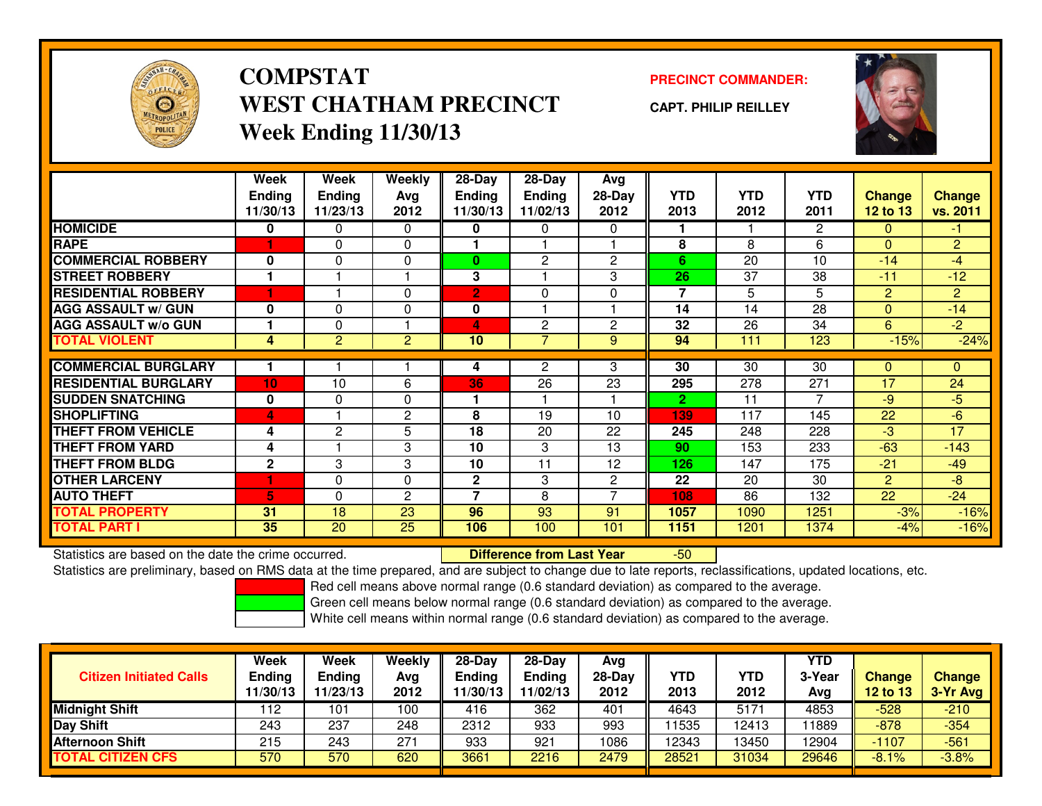# COMPSTAT
# WEST CHATHAM PRECINCT
## Week Ending 11/30/13

**PRECINCT COMMANDER:**

**CAPT. PHILIP REILLEY**

| | Week Ending 11/30/13 | Week Ending 11/23/13 | Weekly Avg 2012 | 28-Day Ending 11/30/13 | 28-Day Ending 11/02/13 | Avg 28-Day 2012 | YTD 2013 | YTD 2012 | YTD 2011 | Change 12 to 13 | Change vs. 2011 |
|---|---|---|---|---|---|---|---|---|---|---|---|
| HOMICIDE | 0 | 0 | 0 | 0 | 0 | 0 | 1 | 1 | 2 | 0 | -1 |
| RAPE | 1 | 0 | 0 | 1 | 1 | 1 | 8 | 8 | 6 | 0 | 2 |
| COMMERCIAL ROBBERY | 0 | 0 | 0 | 0 | 2 | 2 | 6 | 20 | 10 | -14 | -4 |
| STREET ROBBERY | 1 | 1 | 1 | 3 | 1 | 3 | 26 | 37 | 38 | -11 | -12 |
| RESIDENTIAL ROBBERY | 1 | 1 | 0 | 2 | 0 | 0 | 7 | 5 | 5 | 2 | 2 |
| AGG ASSAULT w/ GUN | 0 | 0 | 0 | 0 | 1 | 1 | 14 | 14 | 28 | 0 | -14 |
| AGG ASSAULT w/o GUN | 1 | 0 | 1 | 4 | 2 | 2 | 32 | 26 | 34 | 6 | -2 |
| **TOTAL VIOLENT** | 4 | 2 | 2 | 10 | 7 | 9 | 94 | 111 | 123 | -15% | -24% |
| COMMERCIAL BURGLARY | 1 | 1 | 1 | 4 | 2 | 3 | 30 | 30 | 30 | 0 | 0 |
| RESIDENTIAL BURGLARY | 10 | 10 | 6 | 36 | 26 | 23 | 295 | 278 | 271 | 17 | 24 |
| SUDDEN SNATCHING | 0 | 0 | 0 | 1 | 1 | 1 | 2 | 11 | 7 | -9 | -5 |
| SHOPLIFTING | 4 | 1 | 2 | 8 | 19 | 10 | 139 | 117 | 145 | 22 | -6 |
| THEFT FROM VEHICLE | 4 | 2 | 5 | 18 | 20 | 22 | 245 | 248 | 228 | -3 | 17 |
| THEFT FROM YARD | 4 | 1 | 3 | 10 | 3 | 13 | 90 | 153 | 233 | -63 | -143 |
| THEFT FROM BLDG | 2 | 3 | 3 | 10 | 11 | 12 | 126 | 147 | 175 | -21 | -49 |
| OTHER LARCENY | 1 | 0 | 0 | 2 | 3 | 2 | 22 | 20 | 30 | 2 | -8 |
| AUTO THEFT | 5 | 0 | 2 | 7 | 8 | 7 | 108 | 86 | 132 | 22 | -24 |
| **TOTAL PROPERTY** | 31 | 18 | 23 | 96 | 93 | 91 | 1057 | 1090 | 1251 | -3% | -16% |
| **TOTAL PART I** | 35 | 20 | 25 | 106 | 100 | 101 | 1151 | 1201 | 1374 | -4% | -16% |

Statistics are based on the date the crime occurred. **Difference from Last Year** -50

Statistics are preliminary, based on RMS data at the time prepared, and are subject to change due to late reports, reclassifications, updated locations, etc.

Red cell means above normal range (0.6 standard deviation) as compared to the average.

Green cell means below normal range (0.6 standard deviation) as compared to the average.

White cell means within normal range (0.6 standard deviation) as compared to the average.

| Citizen Initiated Calls | Week Ending 11/30/13 | Week Ending 11/23/13 | Weekly Avg 2012 | 28-Day Ending 11/30/13 | 28-Day Ending 11/02/13 | Avg 28-Day 2012 | YTD 2013 | YTD 2012 | YTD 3-Year Avg | Change 12 to 13 | Change 3-Yr Avg |
|---|---|---|---|---|---|---|---|---|---|---|---|
| Midnight Shift | 112 | 101 | 100 | 416 | 362 | 401 | 4643 | 5171 | 4853 | -528 | -210 |
| Day Shift | 243 | 237 | 248 | 2312 | 933 | 993 | 11535 | 12413 | 11889 | -878 | -354 |
| Afternoon Shift | 215 | 243 | 271 | 933 | 921 | 1086 | 12343 | 13450 | 12904 | -1107 | -561 |
| **TOTAL CITIZEN CFS** | 570 | 570 | 620 | 3661 | 2216 | 2479 | 28521 | 31034 | 29646 | -8.1% | -3.8% |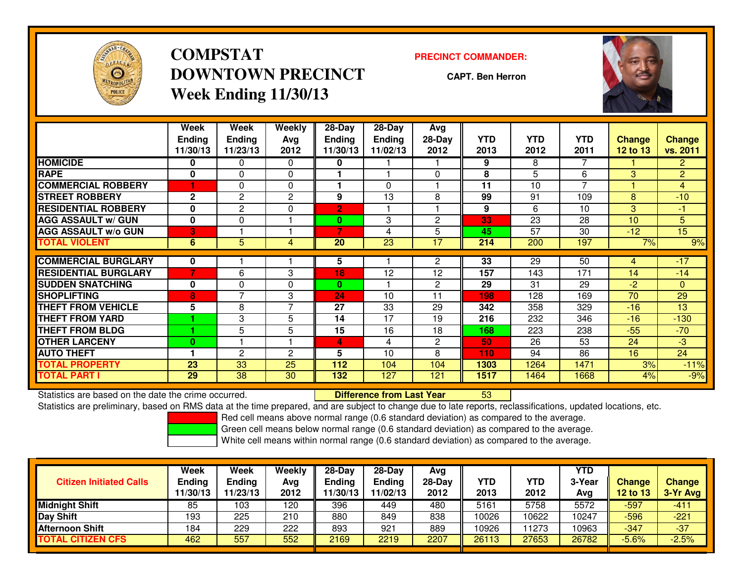# COMPSTAT
# DOWNTOWN PRECINCT
## Week Ending 11/30/13

**PRECINCT COMMANDER:**

**CAPT. Ben Herron**

| | Week Ending 11/30/13 | Week Ending 11/23/13 | Weekly Avg 2012 | 28-Day Ending 11/30/13 | 28-Day Ending 11/02/13 | Avg 28-Day 2012 | YTD 2013 | YTD 2012 | YTD 2011 | Change 12 to 13 | Change vs. 2011 |
|---|---|---|---|---|---|---|---|---|---|---|---|
| **HOMICIDE** | 0 | 0 | 0 | 0 | 1 | 1 | 9 | 8 | 7 | 1 | 2 |
| **RAPE** | 0 | 0 | 0 | 1 | 1 | 0 | 8 | 5 | 6 | 3 | 2 |
| **COMMERCIAL ROBBERY** | 1 | 0 | 0 | 1 | 0 | 1 | 11 | 10 | 7 | 1 | 4 |
| **STREET ROBBERY** | 2 | 2 | 2 | 9 | 13 | 8 | 99 | 91 | 109 | 8 | -10 |
| **RESIDENTIAL ROBBERY** | 0 | 2 | 0 | 2 | 1 | 1 | 9 | 6 | 10 | 3 | -1 |
| **AGG ASSAULT w/ GUN** | 0 | 0 | 1 | 0 | 3 | 2 | 33 | 23 | 28 | 10 | 5 |
| **AGG ASSAULT w/o GUN** | 3 | 1 | 1 | 7 | 4 | 5 | 45 | 57 | 30 | -12 | 15 |
| **TOTAL VIOLENT** | 6 | 5 | 4 | 20 | 23 | 17 | 214 | 200 | 197 | 7% | 9% |
| **COMMERCIAL BURGLARY** | 0 | 1 | 1 | 5 | 1 | 2 | 33 | 29 | 50 | 4 | -17 |
| **RESIDENTIAL BURGLARY** | 7 | 6 | 3 | 18 | 12 | 12 | 157 | 143 | 171 | 14 | -14 |
| **SUDDEN SNATCHING** | 0 | 0 | 0 | 0 | 1 | 2 | 29 | 31 | 29 | -2 | 0 |
| **SHOPLIFTING** | 8 | 7 | 3 | 24 | 10 | 11 | 198 | 128 | 169 | 70 | 29 |
| **THEFT FROM VEHICLE** | 5 | 8 | 7 | 27 | 33 | 29 | 342 | 358 | 329 | -16 | 13 |
| **THEFT FROM YARD** | 1 | 3 | 5 | 14 | 17 | 19 | 216 | 232 | 346 | -16 | -130 |
| **THEFT FROM BLDG** | 1 | 5 | 5 | 15 | 16 | 18 | 168 | 223 | 238 | -55 | -70 |
| **OTHER LARCENY** | 0 | 1 | 1 | 4 | 4 | 2 | 50 | 26 | 53 | 24 | -3 |
| **AUTO THEFT** | 1 | 2 | 2 | 5 | 10 | 8 | 110 | 94 | 86 | 16 | 24 |
| **TOTAL PROPERTY** | 23 | 33 | 25 | 112 | 104 | 104 | 1303 | 1264 | 1471 | 3% | -11% |
| **TOTAL PART I** | 29 | 38 | 30 | 132 | 127 | 121 | 1517 | 1464 | 1668 | 4% | -9% |

Statistics are based on the date the crime occurred. **Difference from Last Year** 53

Statistics are preliminary, based on RMS data at the time prepared, and are subject to change due to late reports, reclassifications, updated locations, etc.

Red cell means above normal range (0.6 standard deviation) as compared to the average.
Green cell means below normal range (0.6 standard deviation) as compared to the average.
White cell means within normal range (0.6 standard deviation) as compared to the average.

| Citizen Initiated Calls | Week Ending 11/30/13 | Week Ending 11/23/13 | Weekly Avg 2012 | 28-Day Ending 11/30/13 | 28-Day Ending 11/02/13 | Avg 28-Day 2012 | YTD 2013 | YTD 2012 | YTD 3-Year Avg | Change 12 to 13 | Change 3-Yr Avg |
|---|---|---|---|---|---|---|---|---|---|---|---|
| **Midnight Shift** | 85 | 103 | 120 | 396 | 449 | 480 | 5161 | 5758 | 5572 | -597 | -411 |
| **Day Shift** | 193 | 225 | 210 | 880 | 849 | 838 | 10026 | 10622 | 10247 | -596 | -221 |
| **Afternoon Shift** | 184 | 229 | 222 | 893 | 921 | 889 | 10926 | 11273 | 10963 | -347 | -37 |
| **TOTAL CITIZEN CFS** | 462 | 557 | 552 | 2169 | 2219 | 2207 | 26113 | 27653 | 26782 | -5.6% | -2.5% |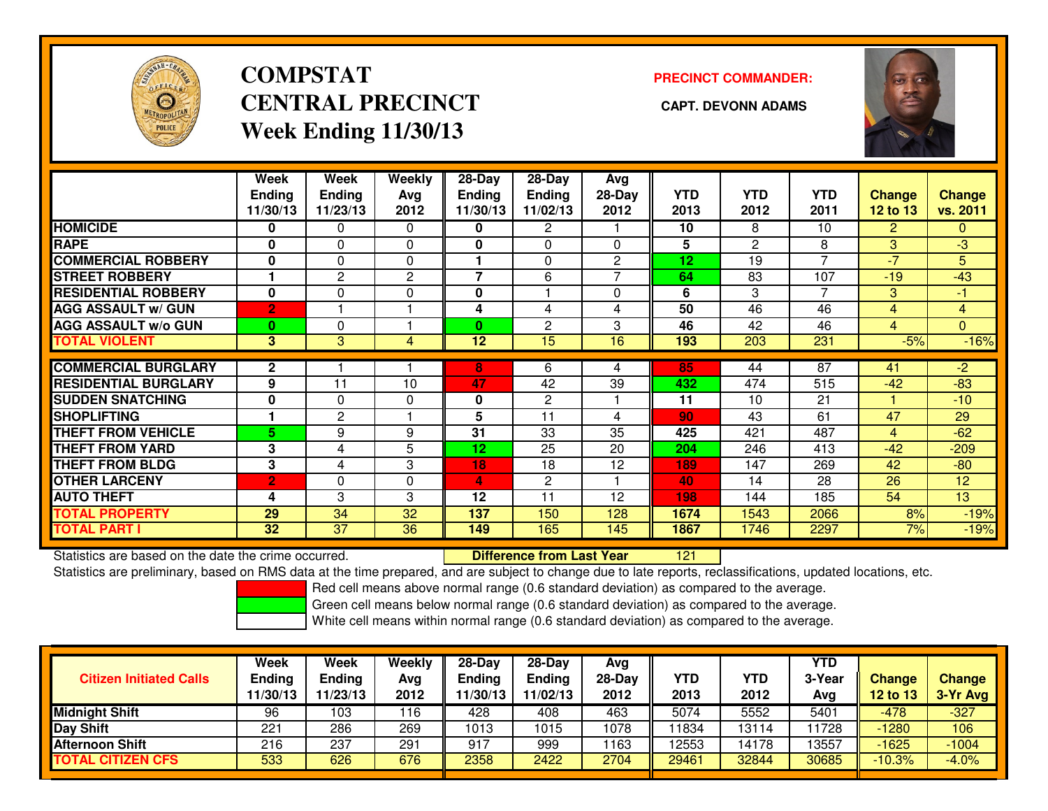# COMPSTAT
# CENTRAL PRECINCT
## Week Ending 11/30/13

**PRECINCT COMMANDER:**

**CAPT. DEVONN ADAMS**

| | Week Ending 11/30/13 | Week Ending 11/23/13 | Weekly Avg 2012 | 28-Day Ending 11/30/13 | 28-Day Ending 11/02/13 | Avg 28-Day 2012 | YTD 2013 | YTD 2012 | YTD 2011 | Change 12 to 13 | Change vs. 2011 |
|---|---|---|---|---|---|---|---|---|---|---|---|
| **HOMICIDE** | 0 | 0 | 0 | 0 | 2 | 1 | 10 | 8 | 10 | 2 | 0 |
| **RAPE** | 0 | 0 | 0 | 0 | 0 | 0 | 5 | 2 | 8 | 3 | -3 |
| **COMMERCIAL ROBBERY** | 0 | 0 | 0 | 1 | 0 | 2 | 12 | 19 | 7 | -7 | 5 |
| **STREET ROBBERY** | 1 | 2 | 2 | 7 | 6 | 7 | 64 | 83 | 107 | -19 | -43 |
| **RESIDENTIAL ROBBERY** | 0 | 0 | 0 | 0 | 1 | 0 | 6 | 3 | 7 | 3 | -1 |
| **AGG ASSAULT w/ GUN** | 2 | 1 | 1 | 4 | 4 | 4 | 50 | 46 | 46 | 4 | 4 |
| **AGG ASSAULT w/o GUN** | 0 | 0 | 1 | 0 | 2 | 3 | 46 | 42 | 46 | 4 | 0 |
| **TOTAL VIOLENT** | 3 | 3 | 4 | 12 | 15 | 16 | 193 | 203 | 231 | -5% | -16% |
| **COMMERCIAL BURGLARY** | 2 | 1 | 1 | 8 | 6 | 4 | 85 | 44 | 87 | 41 | -2 |
| **RESIDENTIAL BURGLARY** | 9 | 11 | 10 | 47 | 42 | 39 | 432 | 474 | 515 | -42 | -83 |
| **SUDDEN SNATCHING** | 0 | 0 | 0 | 0 | 2 | 1 | 11 | 10 | 21 | 1 | -10 |
| **SHOPLIFTING** | 1 | 2 | 1 | 5 | 11 | 4 | 90 | 43 | 61 | 47 | 29 |
| **THEFT FROM VEHICLE** | 5 | 9 | 9 | 31 | 33 | 35 | 425 | 421 | 487 | 4 | -62 |
| **THEFT FROM YARD** | 3 | 4 | 5 | 12 | 25 | 20 | 204 | 246 | 413 | -42 | -209 |
| **THEFT FROM BLDG** | 3 | 4 | 3 | 18 | 18 | 12 | 189 | 147 | 269 | 42 | -80 |
| **OTHER LARCENY** | 2 | 0 | 0 | 4 | 2 | 1 | 40 | 14 | 28 | 26 | 12 |
| **AUTO THEFT** | 4 | 3 | 3 | 12 | 11 | 12 | 198 | 144 | 185 | 54 | 13 |
| **TOTAL PROPERTY** | 29 | 34 | 32 | 137 | 150 | 128 | 1674 | 1543 | 2066 | 8% | -19% |
| **TOTAL PART I** | 32 | 37 | 36 | 149 | 165 | 145 | 1867 | 1746 | 2297 | 7% | -19% |

Statistics are based on the date the crime occurred. **Difference from Last Year** 121

Statistics are preliminary, based on RMS data at the time prepared, and are subject to change due to late reports, reclassifications, updated locations, etc.

Red cell means above normal range (0.6 standard deviation) as compared to the average.
Green cell means below normal range (0.6 standard deviation) as compared to the average.
White cell means within normal range (0.6 standard deviation) as compared to the average.

| Citizen Initiated Calls | Week Ending 11/30/13 | Week Ending 11/23/13 | Weekly Avg 2012 | 28-Day Ending 11/30/13 | 28-Day Ending 11/02/13 | Avg 28-Day 2012 | YTD 2013 | YTD 2012 | YTD 3-Year Avg | Change 12 to 13 | Change 3-Yr Avg |
|---|---|---|---|---|---|---|---|---|---|---|---|
| **Midnight Shift** | 96 | 103 | 116 | 428 | 408 | 463 | 5074 | 5552 | 5401 | -478 | -327 |
| **Day Shift** | 221 | 286 | 269 | 1013 | 1015 | 1078 | 11834 | 13114 | 11728 | -1280 | 106 |
| **Afternoon Shift** | 216 | 237 | 291 | 917 | 999 | 1163 | 12553 | 14178 | 13557 | -1625 | -1004 |
| **TOTAL CITIZEN CFS** | 533 | 626 | 676 | 2358 | 2422 | 2704 | 29461 | 32844 | 30685 | -10.3% | -4.0% |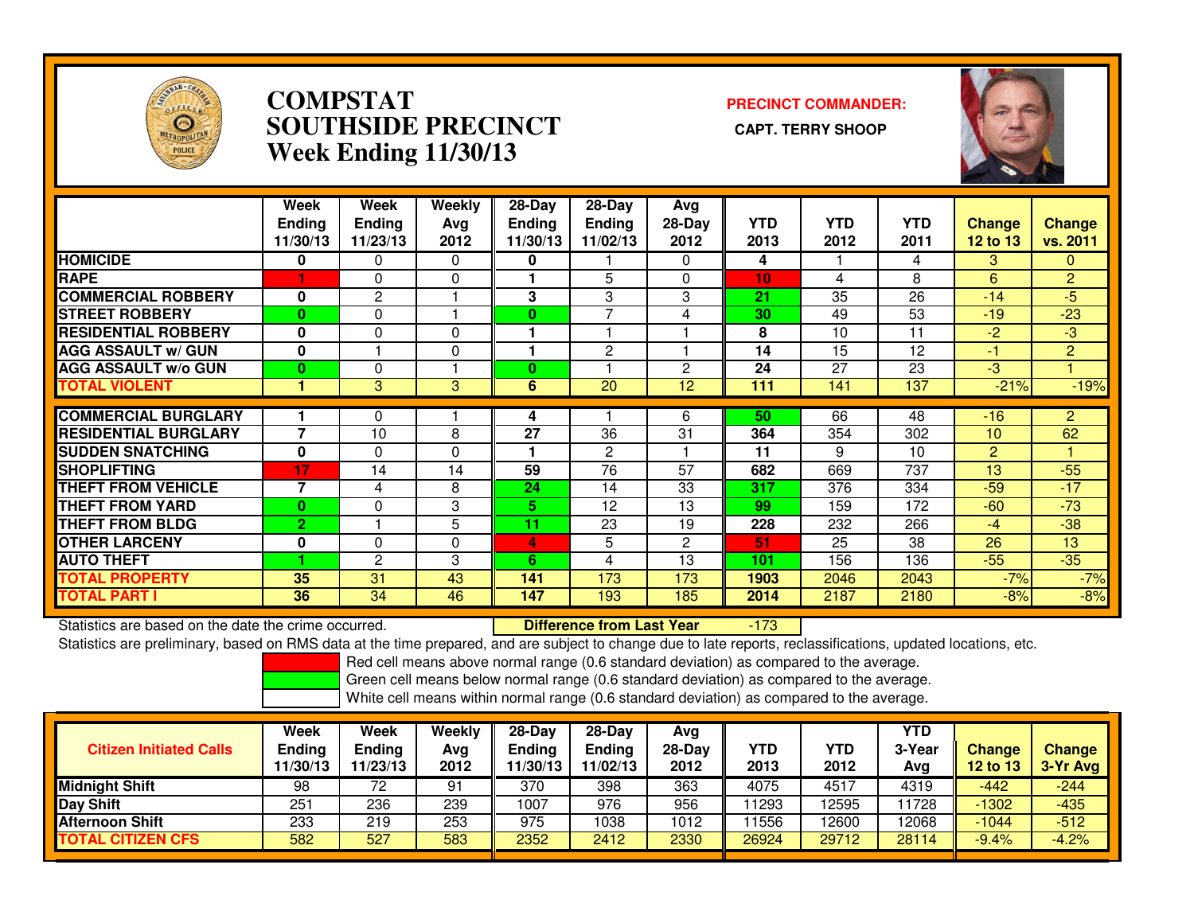# COMPSTAT SOUTHSIDE PRECINCT Week Ending 11/30/13

**PRECINCT COMMANDER:**

**CAPT. TERRY SHOOP**

| | Week Ending 11/30/13 | Week Ending 11/23/13 | Weekly Avg 2012 | 28-Day Ending 11/30/13 | 28-Day Ending 11/02/13 | Avg 28-Day 2012 | YTD 2013 | YTD 2012 | YTD 2011 | Change 12 to 13 | Change vs. 2011 |
|---|---|---|---|---|---|---|---|---|---|---|---|
| HOMICIDE | 0 | 0 | 0 | 0 | 1 | 0 | 4 | 1 | 4 | 3 | 0 |
| RAPE | 1 | 0 | 0 | 1 | 5 | 0 | 10 | 4 | 8 | 6 | 2 |
| COMMERCIAL ROBBERY | 0 | 2 | 1 | 3 | 3 | 3 | 21 | 35 | 26 | -14 | -5 |
| STREET ROBBERY | 0 | 0 | 1 | 0 | 7 | 4 | 30 | 49 | 53 | -19 | -23 |
| RESIDENTIAL ROBBERY | 0 | 0 | 0 | 1 | 1 | 1 | 8 | 10 | 11 | -2 | -3 |
| AGG ASSAULT w/ GUN | 0 | 1 | 0 | 1 | 2 | 1 | 14 | 15 | 12 | -1 | 2 |
| AGG ASSAULT w/o GUN | 0 | 0 | 1 | 0 | 1 | 2 | 24 | 27 | 23 | -3 | 1 |
| TOTAL VIOLENT | 1 | 3 | 3 | 6 | 20 | 12 | 111 | 141 | 137 | -21% | -19% |
| COMMERCIAL BURGLARY | 1 | 0 | 1 | 4 | 1 | 6 | 50 | 66 | 48 | -16 | 2 |
| RESIDENTIAL BURGLARY | 7 | 10 | 8 | 27 | 36 | 31 | 364 | 354 | 302 | 10 | 62 |
| SUDDEN SNATCHING | 0 | 0 | 0 | 1 | 2 | 1 | 11 | 9 | 10 | 2 | 1 |
| SHOPLIFTING | 17 | 14 | 14 | 59 | 76 | 57 | 682 | 669 | 737 | 13 | -55 |
| THEFT FROM VEHICLE | 7 | 4 | 8 | 24 | 14 | 33 | 317 | 376 | 334 | -59 | -17 |
| THEFT FROM YARD | 0 | 0 | 3 | 5 | 12 | 13 | 99 | 159 | 172 | -60 | -73 |
| THEFT FROM BLDG | 2 | 1 | 5 | 11 | 23 | 19 | 228 | 232 | 266 | -4 | -38 |
| OTHER LARCENY | 0 | 0 | 0 | 4 | 5 | 2 | 51 | 25 | 38 | 26 | 13 |
| AUTO THEFT | 1 | 2 | 3 | 6 | 4 | 13 | 101 | 156 | 136 | -55 | -35 |
| TOTAL PROPERTY | 35 | 31 | 43 | 141 | 173 | 173 | 1903 | 2046 | 2043 | -7% | -7% |
| TOTAL PART I | 36 | 34 | 46 | 147 | 193 | 185 | 2014 | 2187 | 2180 | -8% | -8% |

Statistics are based on the date the crime occurred. **Difference from Last Year** -173

Statistics are preliminary, based on RMS data at the time prepared, and are subject to change due to late reports, reclassifications, updated locations, etc.

Red cell means above normal range (0.6 standard deviation) as compared to the average.

Green cell means below normal range (0.6 standard deviation) as compared to the average.

White cell means within normal range (0.6 standard deviation) as compared to the average.

| Citizen Initiated Calls | Week Ending 11/30/13 | Week Ending 11/23/13 | Weekly Avg 2012 | 28-Day Ending 11/30/13 | 28-Day Ending 11/02/13 | Avg 28-Day 2012 | YTD 2013 | YTD 2012 | YTD 3-Year Avg | Change 12 to 13 | Change 3-Yr Avg |
|---|---|---|---|---|---|---|---|---|---|---|---|
| Midnight Shift | 98 | 72 | 91 | 370 | 398 | 363 | 4075 | 4517 | 4319 | -442 | -244 |
| Day Shift | 251 | 236 | 239 | 1007 | 976 | 956 | 11293 | 12595 | 11728 | -1302 | -435 |
| Afternoon Shift | 233 | 219 | 253 | 975 | 1038 | 1012 | 11556 | 12600 | 12068 | -1044 | -512 |
| TOTAL CITIZEN CFS | 582 | 527 | 583 | 2352 | 2412 | 2330 | 26924 | 29712 | 28114 | -9.4% | -4.2% |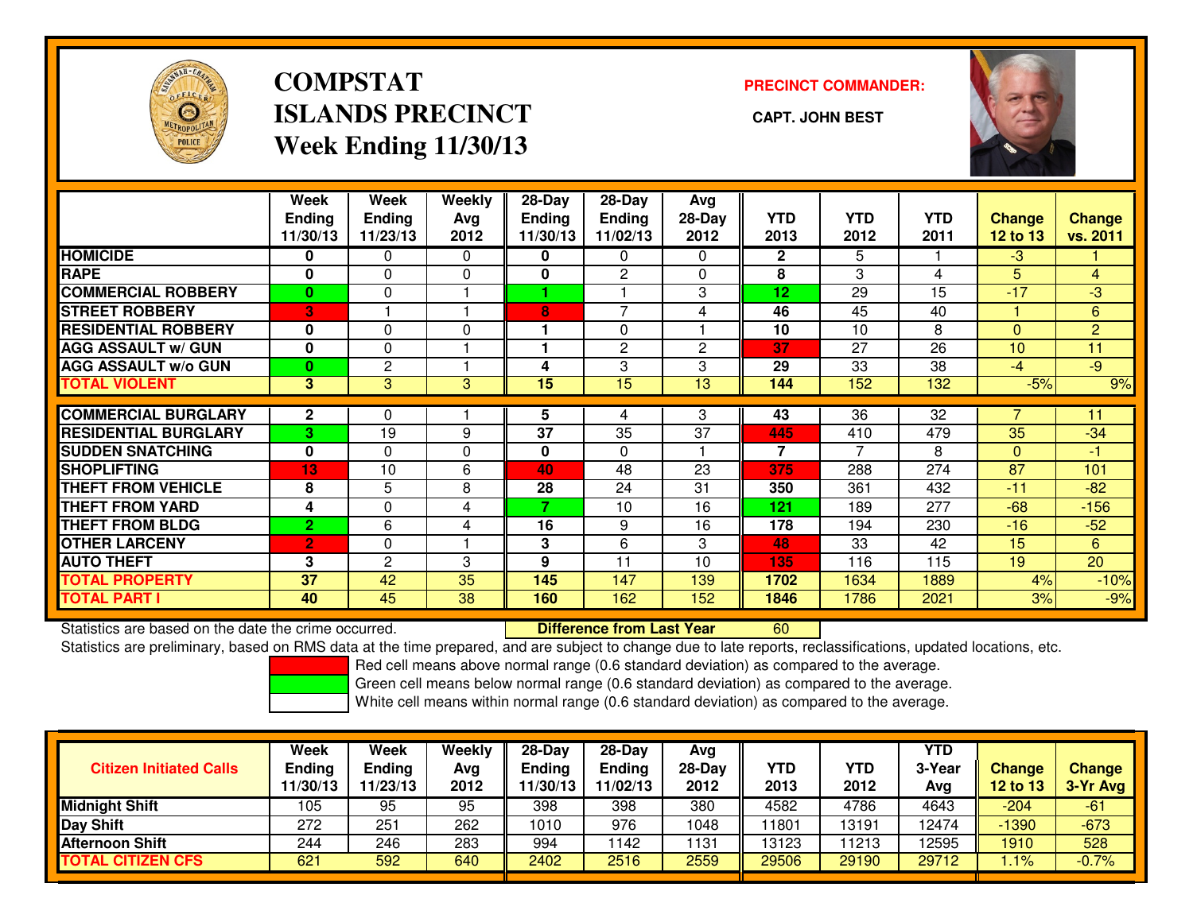# COMPSTAT
# ISLANDS PRECINCT
# Week Ending 11/30/13

**PRECINCT COMMANDER:**

**CAPT. JOHN BEST**

| | Week Ending 11/30/13 | Week Ending 11/23/13 | Weekly Avg 2012 | 28-Day Ending 11/30/13 | 28-Day Ending 11/02/13 | Avg 28-Day 2012 | YTD 2013 | YTD 2012 | YTD 2011 | Change 12 to 13 | Change vs. 2011 |
|---|---|---|---|---|---|---|---|---|---|---|---|
| HOMICIDE | 0 | 0 | 0 | 0 | 0 | 0 | 2 | 5 | 1 | -3 | 1 |
| RAPE | 0 | 0 | 0 | 0 | 2 | 0 | 8 | 3 | 4 | 5 | 4 |
| COMMERCIAL ROBBERY | 0 | 0 | 1 | 1 | 1 | 3 | 12 | 29 | 15 | -17 | -3 |
| STREET ROBBERY | 3 | 1 | 1 | 8 | 7 | 4 | 46 | 45 | 40 | 1 | 6 |
| RESIDENTIAL ROBBERY | 0 | 0 | 0 | 1 | 0 | 1 | 10 | 10 | 8 | 0 | 2 |
| AGG ASSAULT w/ GUN | 0 | 0 | 1 | 1 | 2 | 2 | 37 | 27 | 26 | 10 | 11 |
| AGG ASSAULT w/o GUN | 0 | 2 | 1 | 4 | 3 | 3 | 29 | 33 | 38 | -4 | -9 |
| TOTAL VIOLENT | 3 | 3 | 3 | 15 | 15 | 13 | 144 | 152 | 132 | -5% | 9% |
| COMMERCIAL BURGLARY | 2 | 0 | 1 | 5 | 4 | 3 | 43 | 36 | 32 | 7 | 11 |
| RESIDENTIAL BURGLARY | 3 | 19 | 9 | 37 | 35 | 37 | 445 | 410 | 479 | 35 | -34 |
| SUDDEN SNATCHING | 0 | 0 | 0 | 0 | 0 | 1 | 7 | 7 | 8 | 0 | -1 |
| SHOPLIFTING | 13 | 10 | 6 | 40 | 48 | 23 | 375 | 288 | 274 | 87 | 101 |
| THEFT FROM VEHICLE | 8 | 5 | 8 | 28 | 24 | 31 | 350 | 361 | 432 | -11 | -82 |
| THEFT FROM YARD | 4 | 0 | 4 | 7 | 10 | 16 | 121 | 189 | 277 | -68 | -156 |
| THEFT FROM BLDG | 2 | 6 | 4 | 16 | 9 | 16 | 178 | 194 | 230 | -16 | -52 |
| OTHER LARCENY | 2 | 0 | 1 | 3 | 6 | 3 | 48 | 33 | 42 | 15 | 6 |
| AUTO THEFT | 3 | 2 | 3 | 9 | 11 | 10 | 135 | 116 | 115 | 19 | 20 |
| TOTAL PROPERTY | 37 | 42 | 35 | 145 | 147 | 139 | 1702 | 1634 | 1889 | 4% | -10% |
| TOTAL PART I | 40 | 45 | 38 | 160 | 162 | 152 | 1846 | 1786 | 2021 | 3% | -9% |

Statistics are based on the date the crime occurred. **Difference from Last Year** 60

Statistics are preliminary, based on RMS data at the time prepared, and are subject to change due to late reports, reclassifications, updated locations, etc.

Red cell means above normal range (0.6 standard deviation) as compared to the average.

Green cell means below normal range (0.6 standard deviation) as compared to the average.

White cell means within normal range (0.6 standard deviation) as compared to the average.

| Citizen Initiated Calls | Week Ending 11/30/13 | Week Ending 11/23/13 | Weekly Avg 2012 | 28-Day Ending 11/30/13 | 28-Day Ending 11/02/13 | Avg 28-Day 2012 | YTD 2013 | YTD 2012 | YTD 3-Year Avg | Change 12 to 13 | Change 3-Yr Avg |
|---|---|---|---|---|---|---|---|---|---|---|---|
| Midnight Shift | 105 | 95 | 95 | 398 | 398 | 380 | 4582 | 4786 | 4643 | -204 | -61 |
| Day Shift | 272 | 251 | 262 | 1010 | 976 | 1048 | 11801 | 13191 | 12474 | -1390 | -673 |
| Afternoon Shift | 244 | 246 | 283 | 994 | 1142 | 1131 | 13123 | 11213 | 12595 | 1910 | 528 |
| TOTAL CITIZEN CFS | 621 | 592 | 640 | 2402 | 2516 | 2559 | 29506 | 29190 | 29712 | 1.1% | -0.7% |